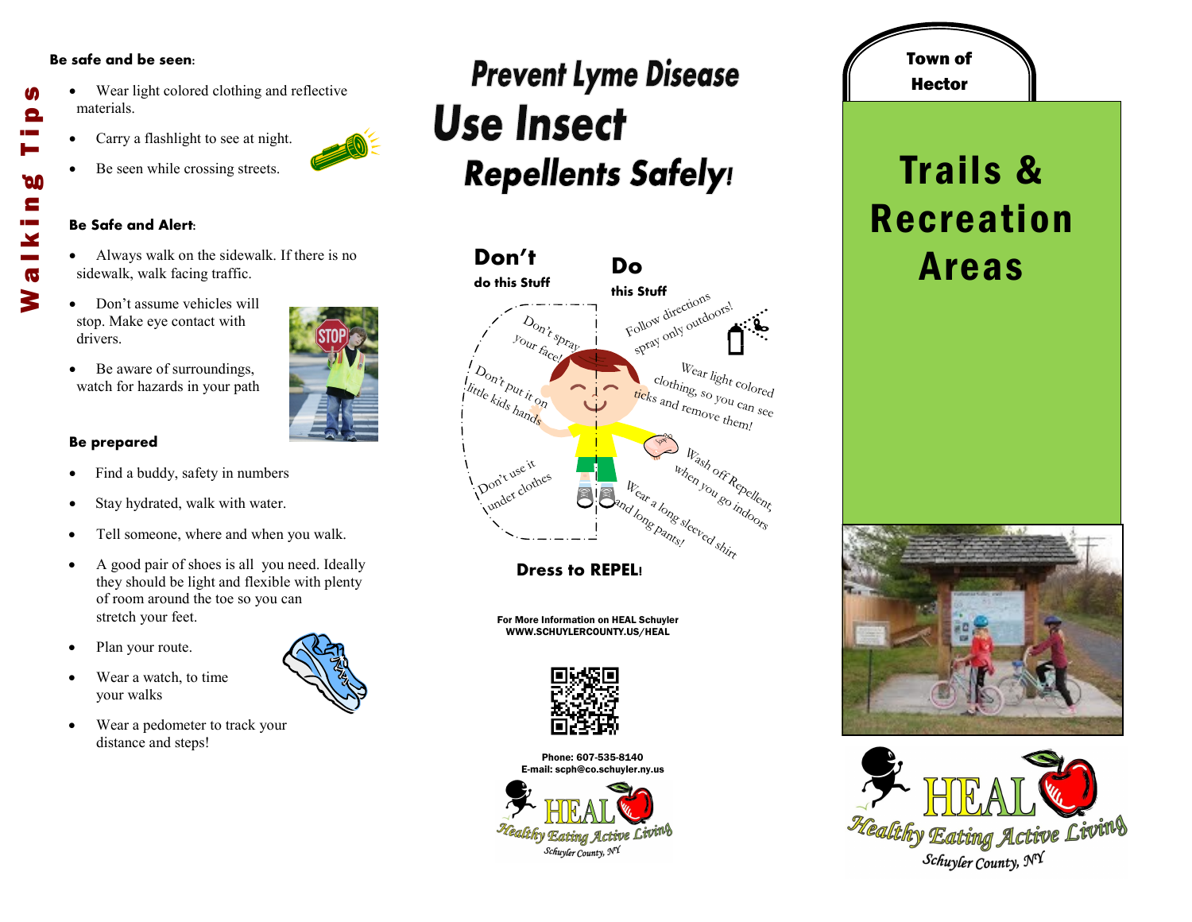# Walking Tips

**Be safe and be seen:**

- Wear light colored clothing and reflective materials.
- Carry a flashlight to see at night.
- Be seen while crossing streets.

**Be Safe and Alert:**

- Always walk on the sidewalk. If there is no sidewalk, walk facing traffic.
- Don't assume vehicles will stop. Make eye contact with drivers.
- Be aware of surroundings, watch for hazards in your path

**Be prepared**

- Find a buddy, safety in numbers
- Stay hydrated, walk with water.
- Tell someone, where and when you walk.
- A good pair of shoes is all you need. Ideally they should be light and flexible with plenty of room around the toe so you can stretch your feet.
- Plan your route.
- Wear a watch, to time your walks
- Wear a pedometer to track your distance and steps!

# Prevent Lyme Disease

# Use Insect Repellents Safely!

**Don't** do this Stuff

- Don't spray your face!
- Don't put it on little kids hands
- Don't use it under clothes

**Do** this Stuff

- Follow directions spray only outdoors!
- Wear light colored clothing, so you can see ticks and remove them!
- Wash off Repellent, when you go indoors
- Wear a long sleeved shirt and long pants!

**Dress to REPEL!**

For More Information on HEAL Schuyler
WWW.SCHUYLERCOUNTY.US/HEAL

Phone: 607-535-8140
E-mail: scph@co.schuyler.ny.us

HEAL Healthy Eating Active Living Schuyler County, NY

Town of Hector

# Trails & Recreation Areas

HEAL Healthy Eating Active Living Schuyler County, NY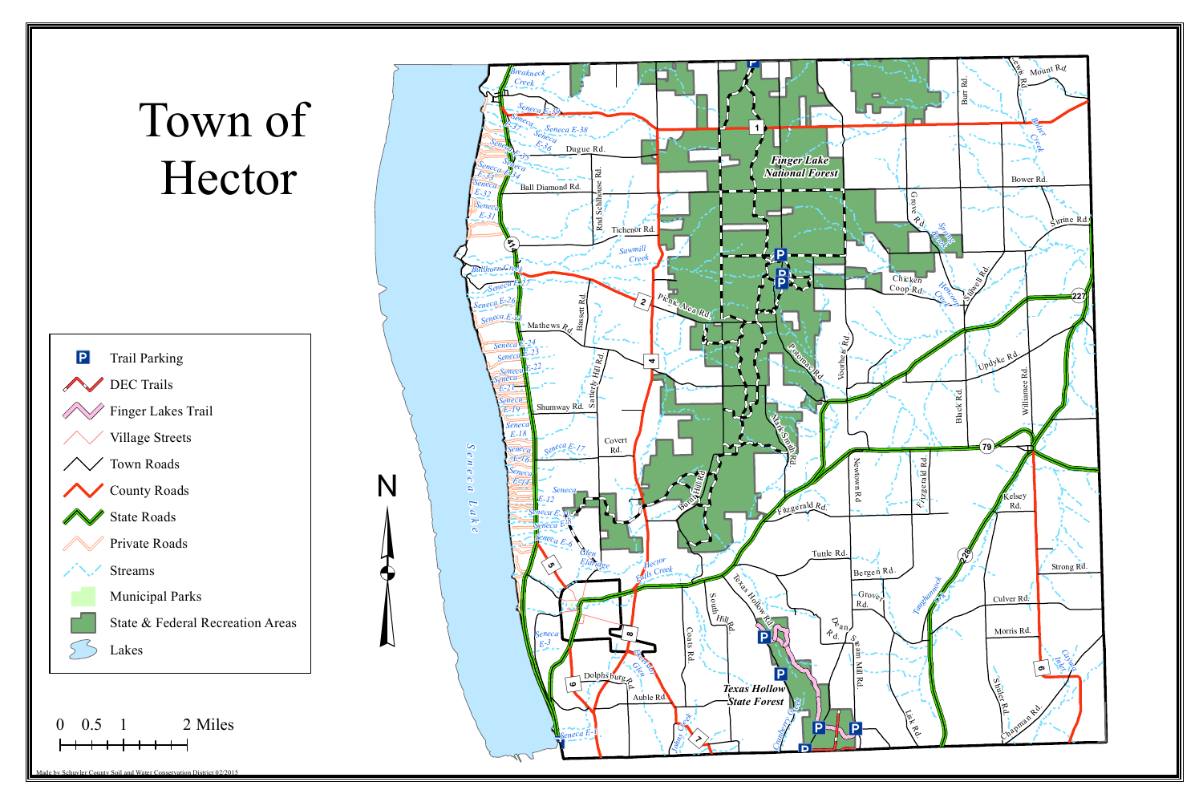# Town of Hector

- Trail Parking
- DEC Trails
- Finger Lakes Trail
- Village Streets
- Town Roads
- County Roads
- State Roads
- Private Roads
- Streams
- Municipal Parks
- State & Federal Recreation Areas
- Lakes

0 0.5 1 2 Miles

N

Finger Lake National Forest

Texas Hollow State Forest

Seneca Lake

Made by Schuyler County Soil and Water Conservation District 02/2015